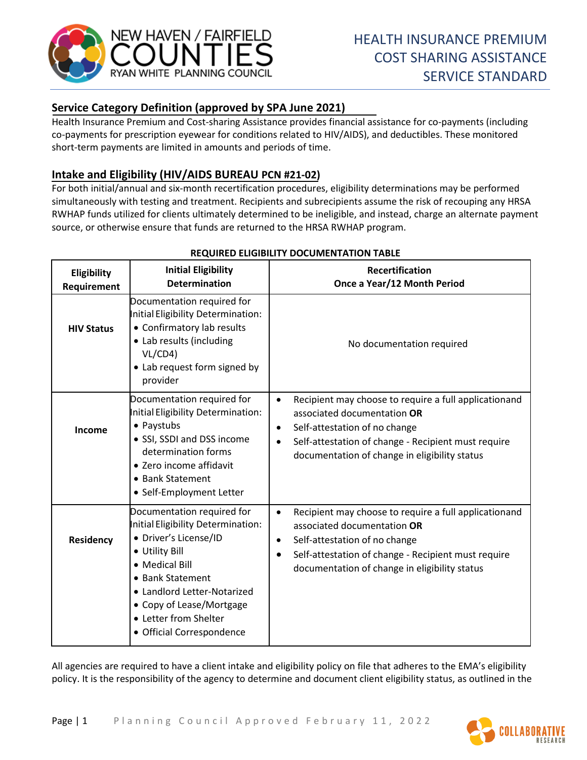# HEALTH INSURANCE PREMIUM COST SHARING ASSISTANCE SERVICE STANDARD

NEW HAVEN / FAIRFIELD COUNTIES RYAN WHITE PLANNING COUNCIL

## Service Category Definition (approved by SPA June 2021)

Health Insurance Premium and Cost-sharing Assistance provides financial assistance for co-payments (including co-payments for prescription eyewear for conditions related to HIV/AIDS), and deductibles. These monitored short-term payments are limited in amounts and periods of time.

## Intake and Eligibility (HIV/AIDS BUREAU PCN #21-02)

For both initial/annual and six-month recertification procedures, eligibility determinations may be performed simultaneously with testing and treatment. Recipients and subrecipients assume the risk of recouping any HRSA RWHAP funds utilized for clients ultimately determined to be ineligible, and instead, charge an alternate payment source, or otherwise ensure that funds are returned to the HRSA RWHAP program.

**REQUIRED ELIGIBILITY DOCUMENTATION TABLE**

| Eligibility Requirement | Initial Eligibility Determination | Recertification Once a Year/12 Month Period |
|---|---|---|
| **HIV Status** | Documentation required for Initial Eligibility Determination:<br>• Confirmatory lab results<br>• Lab results (including VL/CD4)<br>• Lab request form signed by provider | No documentation required |
| **Income** | Documentation required for Initial Eligibility Determination:<br>• Paystubs<br>• SSI, SSDI and DSS income determination forms<br>• Zero income affidavit<br>• Bank Statement<br>• Self-Employment Letter | • Recipient may choose to require a full applicationand associated documentation **OR**<br>• Self-attestation of no change<br>• Self-attestation of change - Recipient must require documentation of change in eligibility status |
| **Residency** | Documentation required for Initial Eligibility Determination:<br>• Driver's License/ID<br>• Utility Bill<br>• Medical Bill<br>• Bank Statement<br>• Landlord Letter-Notarized<br>• Copy of Lease/Mortgage<br>• Letter from Shelter<br>• Official Correspondence | • Recipient may choose to require a full applicationand associated documentation **OR**<br>• Self-attestation of no change<br>• Self-attestation of change - Recipient must require documentation of change in eligibility status |

All agencies are required to have a client intake and eligibility policy on file that adheres to the EMA's eligibility policy. It is the responsibility of the agency to determine and document client eligibility status, as outlined in the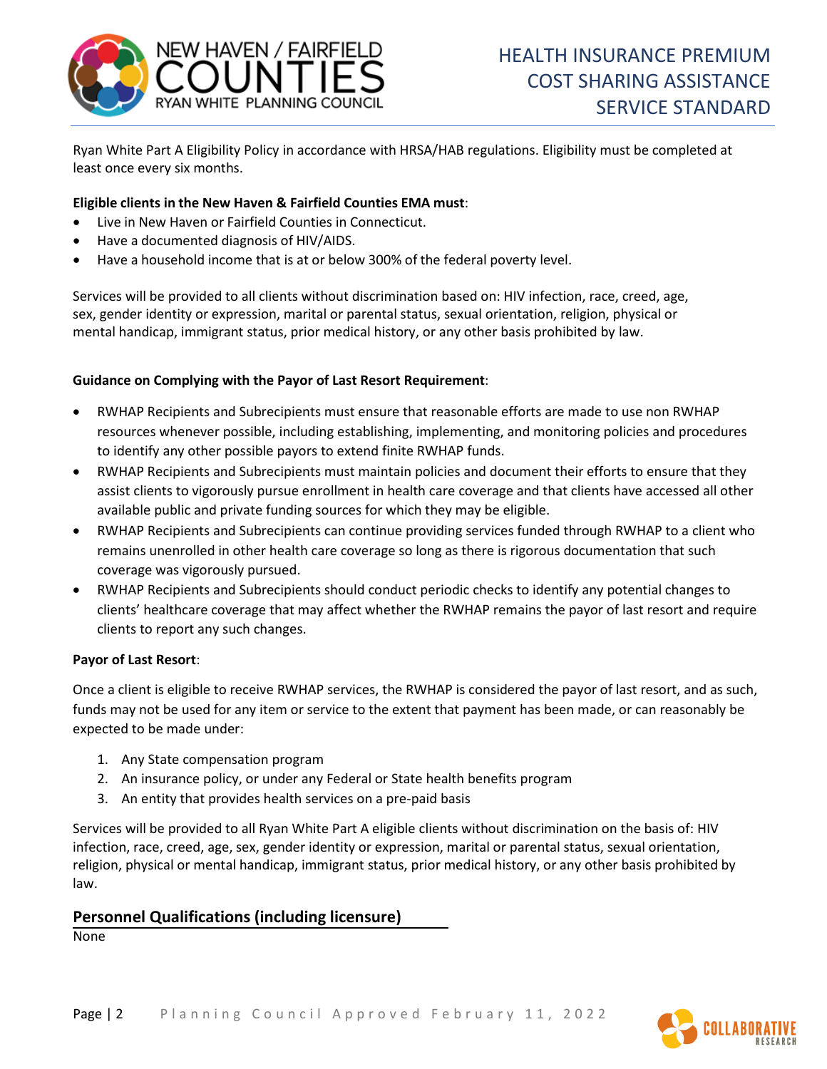Ryan White Part A Eligibility Policy in accordance with HRSA/HAB regulations. Eligibility must be completed at least once every six months.

**Eligible clients in the New Haven & Fairfield Counties EMA must**:

- Live in New Haven or Fairfield Counties in Connecticut.
- Have a documented diagnosis of HIV/AIDS.
- Have a household income that is at or below 300% of the federal poverty level.

Services will be provided to all clients without discrimination based on: HIV infection, race, creed, age, sex, gender identity or expression, marital or parental status, sexual orientation, religion, physical or mental handicap, immigrant status, prior medical history, or any other basis prohibited by law.

**Guidance on Complying with the Payor of Last Resort Requirement**:

- RWHAP Recipients and Subrecipients must ensure that reasonable efforts are made to use non RWHAP resources whenever possible, including establishing, implementing, and monitoring policies and procedures to identify any other possible payors to extend finite RWHAP funds.
- RWHAP Recipients and Subrecipients must maintain policies and document their efforts to ensure that they assist clients to vigorously pursue enrollment in health care coverage and that clients have accessed all other available public and private funding sources for which they may be eligible.
- RWHAP Recipients and Subrecipients can continue providing services funded through RWHAP to a client who remains unenrolled in other health care coverage so long as there is rigorous documentation that such coverage was vigorously pursued.
- RWHAP Recipients and Subrecipients should conduct periodic checks to identify any potential changes to clients' healthcare coverage that may affect whether the RWHAP remains the payor of last resort and require clients to report any such changes.

**Payor of Last Resort**:

Once a client is eligible to receive RWHAP services, the RWHAP is considered the payor of last resort, and as such, funds may not be used for any item or service to the extent that payment has been made, or can reasonably be expected to be made under:

1. Any State compensation program
2. An insurance policy, or under any Federal or State health benefits program
3. An entity that provides health services on a pre-paid basis

Services will be provided to all Ryan White Part A eligible clients without discrimination on the basis of: HIV infection, race, creed, age, sex, gender identity or expression, marital or parental status, sexual orientation, religion, physical or mental handicap, immigrant status, prior medical history, or any other basis prohibited by law.

## Personnel Qualifications (including licensure)

None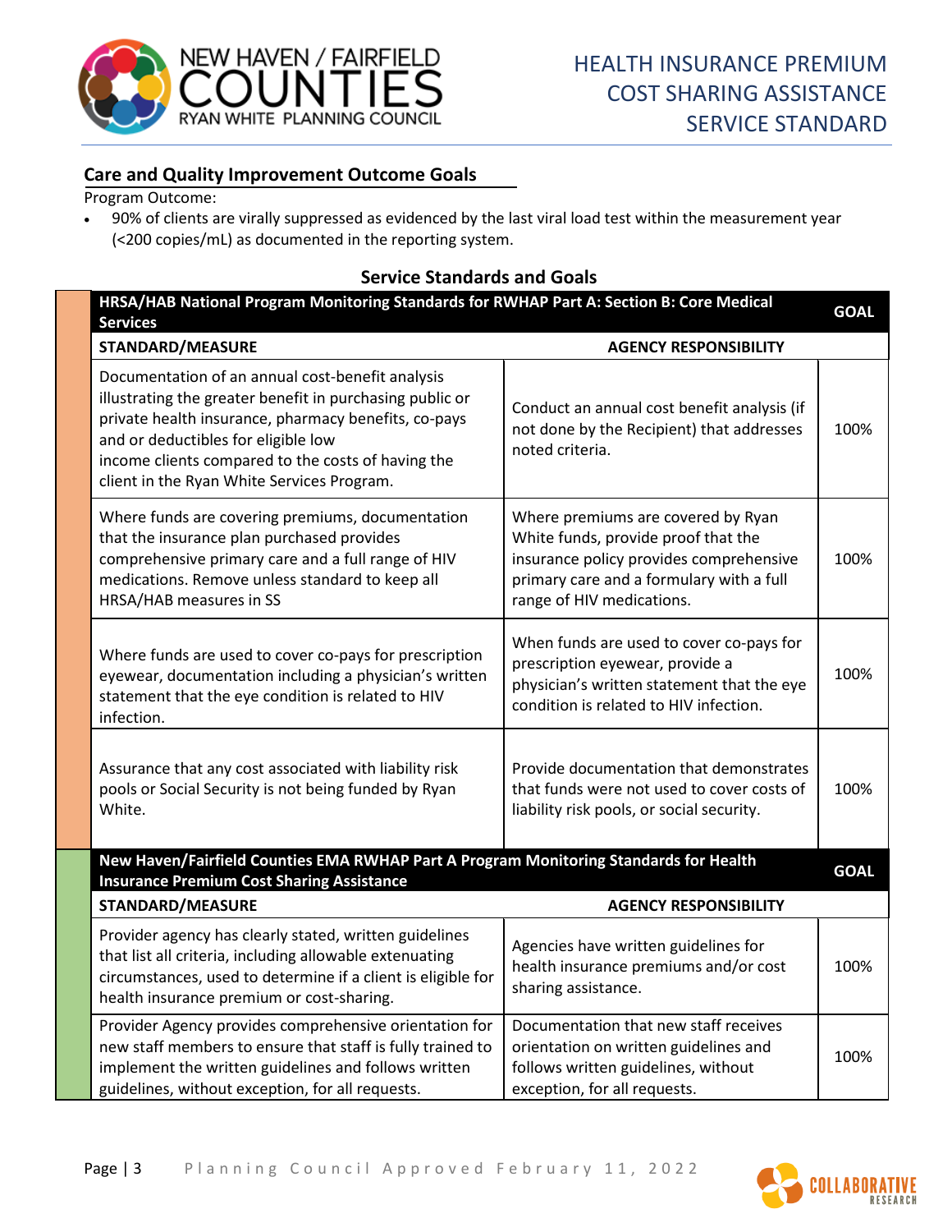## Care and Quality Improvement Outcome Goals

Program Outcome:

- 90% of clients are virally suppressed as evidenced by the last viral load test within the measurement year (<200 copies/mL) as documented in the reporting system.

### Service Standards and Goals

| HRSA/HAB National Program Monitoring Standards for RWHAP Part A: Section B: Core Medical Services | | GOAL |
|---|---|---|
| **STANDARD/MEASURE** | **AGENCY RESPONSIBILITY** | |
| Documentation of an annual cost-benefit analysis illustrating the greater benefit in purchasing public or private health insurance, pharmacy benefits, co-pays and or deductibles for eligible low income clients compared to the costs of having the client in the Ryan White Services Program. | Conduct an annual cost benefit analysis (if not done by the Recipient) that addresses noted criteria. | 100% |
| Where funds are covering premiums, documentation that the insurance plan purchased provides comprehensive primary care and a full range of HIV medications. Remove unless standard to keep all HRSA/HAB measures in SS | Where premiums are covered by Ryan White funds, provide proof that the insurance policy provides comprehensive primary care and a formulary with a full range of HIV medications. | 100% |
| Where funds are used to cover co-pays for prescription eyewear, documentation including a physician's written statement that the eye condition is related to HIV infection. | When funds are used to cover co-pays for prescription eyewear, provide a physician's written statement that the eye condition is related to HIV infection. | 100% |
| Assurance that any cost associated with liability risk pools or Social Security is not being funded by Ryan White. | Provide documentation that demonstrates that funds were not used to cover costs of liability risk pools, or social security. | 100% |

| New Haven/Fairfield Counties EMA RWHAP Part A Program Monitoring Standards for Health Insurance Premium Cost Sharing Assistance | | GOAL |
|---|---|---|
| **STANDARD/MEASURE** | **AGENCY RESPONSIBILITY** | |
| Provider agency has clearly stated, written guidelines that list all criteria, including allowable extenuating circumstances, used to determine if a client is eligible for health insurance premium or cost-sharing. | Agencies have written guidelines for health insurance premiums and/or cost sharing assistance. | 100% |
| Provider Agency provides comprehensive orientation for new staff members to ensure that staff is fully trained to implement the written guidelines and follows written guidelines, without exception, for all requests. | Documentation that new staff receives orientation on written guidelines and follows written guidelines, without exception, for all requests. | 100% |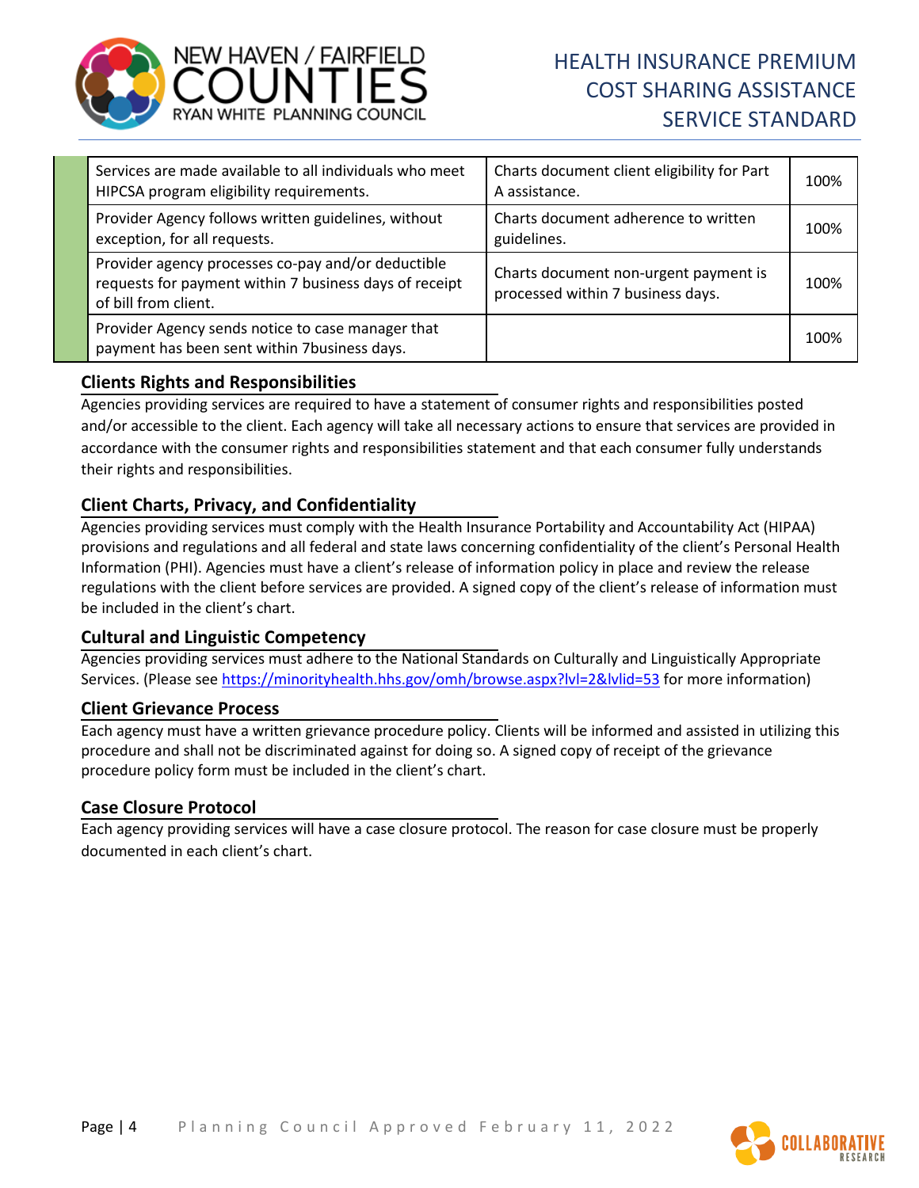| | | | |
|---|---|---|---|
| | Services are made available to all individuals who meet HIPCSA program eligibility requirements. | Charts document client eligibility for Part A assistance. | 100% |
| | Provider Agency follows written guidelines, without exception, for all requests. | Charts document adherence to written guidelines. | 100% |
| | Provider agency processes co-pay and/or deductible requests for payment within 7 business days of receipt of bill from client. | Charts document non-urgent payment is processed within 7 business days. | 100% |
| | Provider Agency sends notice to case manager that payment has been sent within 7business days. | | 100% |

## Clients Rights and Responsibilities

Agencies providing services are required to have a statement of consumer rights and responsibilities posted and/or accessible to the client. Each agency will take all necessary actions to ensure that services are provided in accordance with the consumer rights and responsibilities statement and that each consumer fully understands their rights and responsibilities.

## Client Charts, Privacy, and Confidentiality

Agencies providing services must comply with the Health Insurance Portability and Accountability Act (HIPAA) provisions and regulations and all federal and state laws concerning confidentiality of the client's Personal Health Information (PHI). Agencies must have a client's release of information policy in place and review the release regulations with the client before services are provided. A signed copy of the client's release of information must be included in the client's chart.

## Cultural and Linguistic Competency

Agencies providing services must adhere to the National Standards on Culturally and Linguistically Appropriate Services. (Please see https://minorityhealth.hhs.gov/omh/browse.aspx?lvl=2&lvlid=53 for more information)

## Client Grievance Process

Each agency must have a written grievance procedure policy. Clients will be informed and assisted in utilizing this procedure and shall not be discriminated against for doing so. A signed copy of receipt of the grievance procedure policy form must be included in the client's chart.

## Case Closure Protocol

Each agency providing services will have a case closure protocol. The reason for case closure must be properly documented in each client's chart.